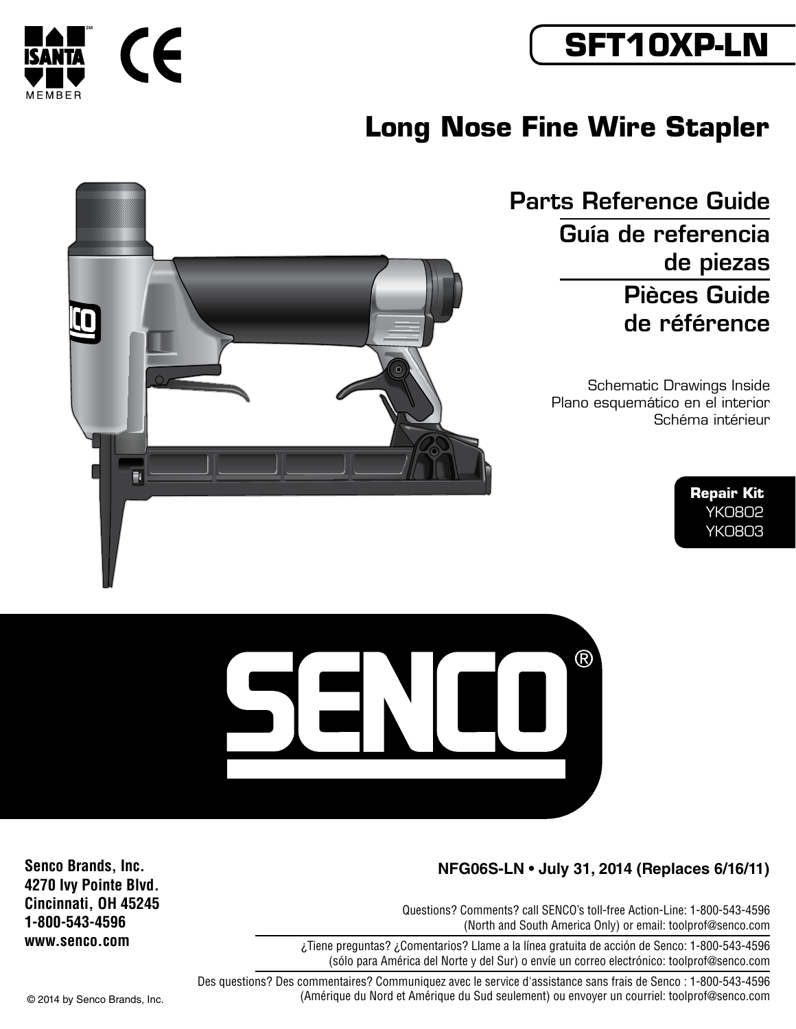ISANTA MEMBER

# SFT10XP-LN

## Long Nose Fine Wire Stapler

### Parts Reference Guide

### Guía de referencia de piezas

### Pièces Guide de référence

Schematic Drawings Inside
Plano esquemático en el interior
Schéma intérieur

**Repair Kit**
YK0802
YK0803

SENCO®

**Senco Brands, Inc.**
**4270 Ivy Pointe Blvd.**
**Cincinnati, OH 45245**
**1-800-543-4596**
**www.senco.com**

**NFG06S-LN • July 31, 2014 (Replaces 6/16/11)**

Questions? Comments? call SENCO's toll-free Action-Line: 1-800-543-4596 (North and South America Only) or email: toolprof@senco.com

¿Tiene preguntas? ¿Comentarios? Llame a la línea gratuita de acción de Senco: 1-800-543-4596 (sólo para América del Norte y del Sur) o envíe un correo electrónico: toolprof@senco.com

Des questions? Des commentaires? Communiquez avec le service d'assistance sans frais de Senco : 1-800-543-4596 (Amérique du Nord et Amérique du Sud seulement) ou envoyer un courriel: toolprof@senco.com

© 2014 by Senco Brands, Inc.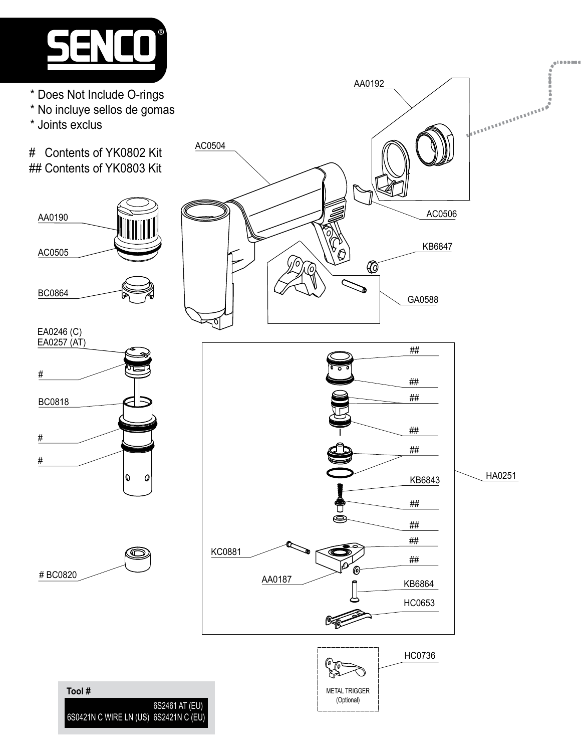# SENCO®

* Does Not Include O-rings
* No incluye sellos de gomas
* Joints exclus

# Contents of YK0802 Kit
## Contents of YK0803 Kit

AA0192

AC0504

AC0506

KB6847

GA0588

AA0190

AC0505

BC0864

EA0246 (C)
EA0257 (AT)

#

BC0818

#

#

# BC0820

##

##

##

##

##

KB6843

HA0251

##

##

##

KC0881

##

AA0187

KB6864

HC0653

HC0736

METAL TRIGGER
(Optional)

| Tool # | |
|---|---|
| | 6S2461 AT (EU) |
| 6S0421N C WIRE LN (US) | 6S2421N C (EU) |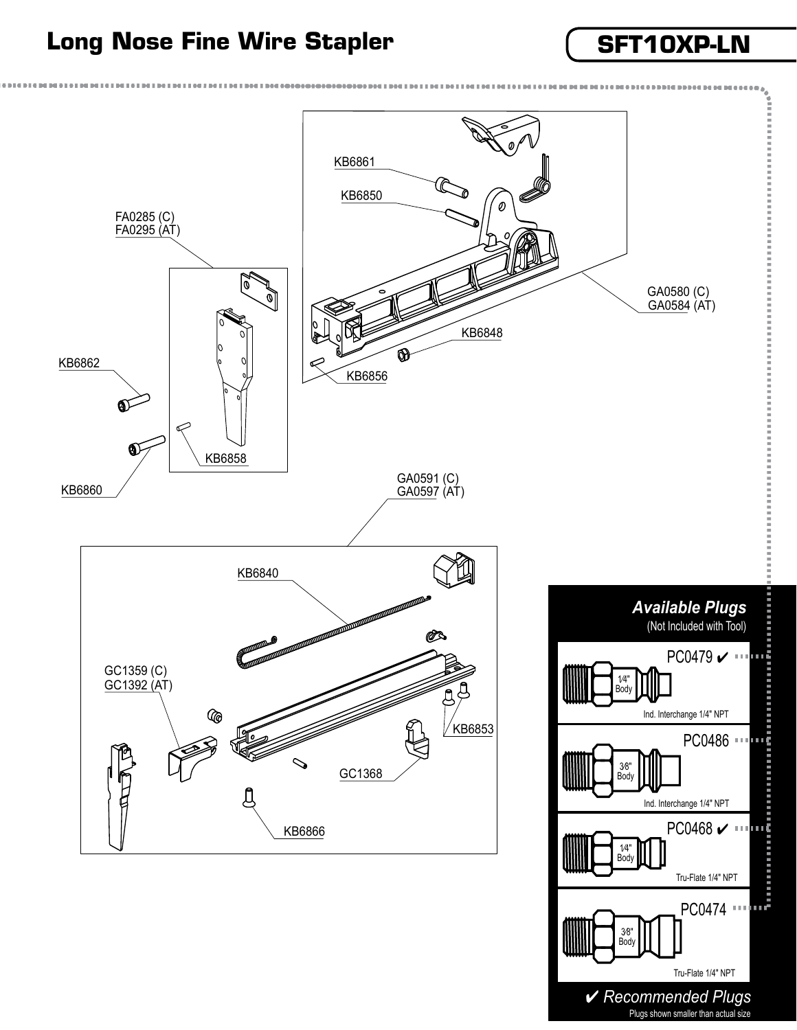# Long Nose Fine Wire Stapler

## SFT10XP-LN

KB6861

KB6850

FA0285 (C)
FA0295 (AT)

GA0580 (C)
GA0584 (AT)

KB6848

KB6862

KB6856

KB6858

KB6860

GA0591 (C)
GA0597 (AT)

KB6840

GC1359 (C)
GC1392 (AT)

KB6853

GC1368

KB6866

### *Available Plugs*

(Not Included with Tool)

PC0479 ✔
1/4" Body
Ind. Interchange 1/4" NPT

PC0486
3/8" Body
Ind. Interchange 1/4" NPT

PC0468 ✔
1/4" Body
Tru-Flate 1/4" NPT

PC0474
3/8" Body
Tru-Flate 1/4" NPT

✔ *Recommended Plugs*

Plugs shown smaller than actual size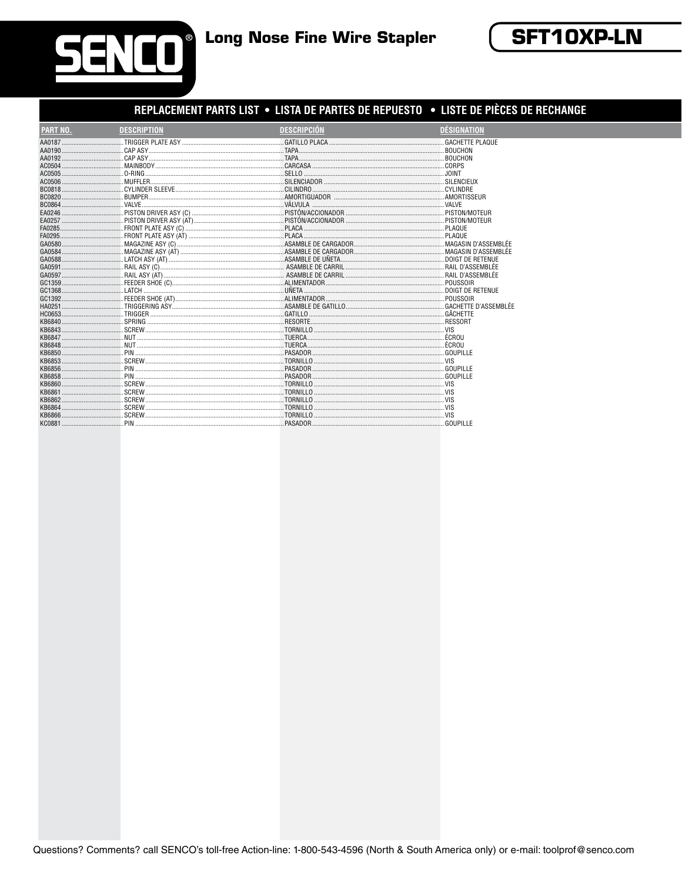SENCO®

# Long Nose Fine Wire Stapler

## SFT10XP-LN

## REPLACEMENT PARTS LIST • LISTA DE PARTES DE REPUESTO • LISTE DE PIÈCES DE RECHANGE

| PART NO. | DESCRIPTION | DESCRIPCIÓN | DÉSIGNATION |
|---|---|---|---|
| AA0187 | TRIGGER PLATE ASY | GATILLO PLACA | GACHETTE PLAQUE |
| AA0190 | CAP ASY | TAPA | BOUCHON |
| AA0192 | CAP ASY | TAPA | BOUCHON |
| AC0504 | MAINBODY | CARCASA | CORPS |
| AC0505 | O-RING | SELLO | JOINT |
| AC0506 | MUFFLER | SILENCIADOR | SILENCIEUX |
| BC0818 | CYLINDER SLEEVE | CILINDRO | CYLINDRE |
| BC0820 | BUMPER | AMORTIGUADOR | AMORTISSEUR |
| BC0864 | VALVE | VÁLVULA | VALVE |
| EA0246 | PISTON DRIVER ASY (C) | PISTÓN/ACCIONADOR | PISTON/MOTEUR |
| EA0257 | PISTON DRIVER ASY (AT) | PISTÓN/ACCIONADOR | PISTON/MOTEUR |
| FA0285 | FRONT PLATE ASY (C) | PLACA | PLAQUE |
| FA0295 | FRONT PLATE ASY (AT) | PLACA | PLAQUE |
| GA0580 | MAGAZINE ASY (C) | ASAMBLE DE CARGADOR | MAGASIN D'ASSEMBLÉE |
| GA0584 | MAGAZINE ASY (AT) | ASAMBLE DE CARGADOR | MAGASIN D'ASSEMBLÉE |
| GA0588 | LATCH ASY (AT) | ASAMBLE DE UÑETA | DOIGT DE RETENUE |
| GA0591 | RAIL ASY (C) | ASAMBLE DE CARRIL | RAIL D'ASSEMBLÉE |
| GA0597 | RAIL ASY (AT) | ASAMBLE DE CARRIL | RAIL D'ASSEMBLÉE |
| GC1359 | FEEDER SHOE (C) | ALIMENTADOR | POUSSOIR |
| GC1368 | LATCH | UÑETA | DOIGT DE RETENUE |
| GC1392 | FEEDER SHOE (AT) | ALIMENTADOR | POUSSOIR |
| HA0251 | TRIGGERING ASY | ASAMBLE DE GATILLO | GACHETTE D'ASSEMBLÉE |
| HC0653 | TRIGGER | GATILLO | GÂCHETTE |
| KB6840 | SPRING | RESORTE | RESSORT |
| KB6843 | SCREW | TORNILLO | VIS |
| KB6847 | NUT | TUERCA | ÉCROU |
| KB6848 | NUT | TUERCA | ÉCROU |
| KB6850 | PIN | PASADOR | GOUPILLE |
| KB6853 | SCREW | TORNILLO | VIS |
| KB6856 | PIN | PASADOR | GOUPILLE |
| KB6858 | PIN | PASADOR | GOUPILLE |
| KB6860 | SCREW | TORNILLO | VIS |
| KB6861 | SCREW | TORNILLO | VIS |
| KB6862 | SCREW | TORNILLO | VIS |
| KB6864 | SCREW | TORNILLO | VIS |
| KB6866 | SCREW | TORNILLO | VIS |
| KC0881 | PIN | PASADOR | GOUPILLE |

Questions? Comments? call SENCO's toll-free Action-line: 1-800-543-4596 (North & South America only) or e-mail: toolprof@senco.com